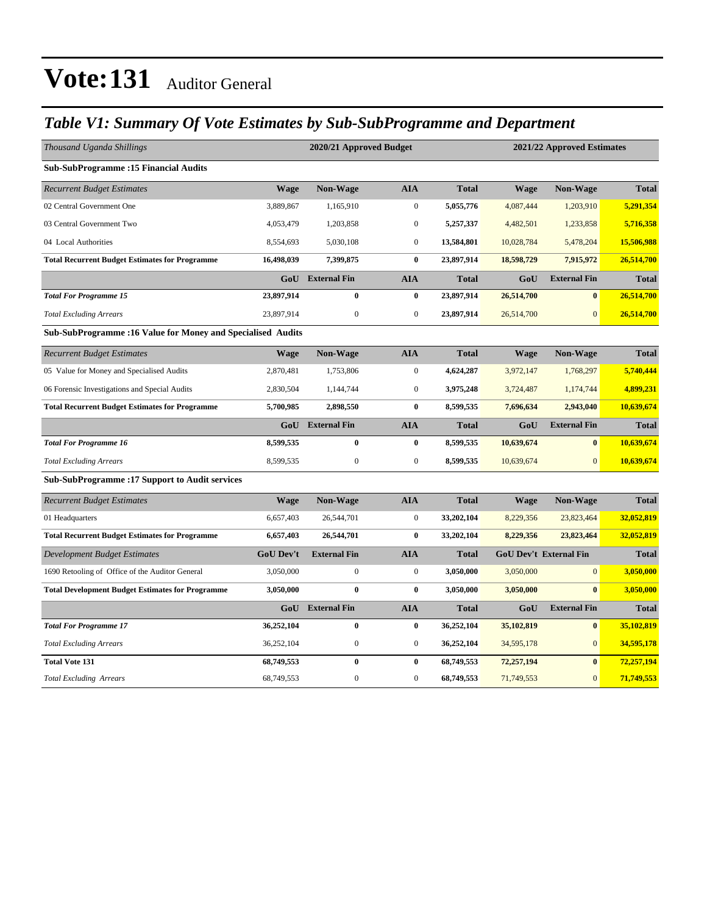# Vote:131 Auditor General

## *Table V1: Summary Of Vote Estimates by Sub-SubProgramme and Department*

| *Thousand Uganda Shillings* | 2020/21 Approved Budget | | | | 2021/22 Approved Estimates | | |
|---|---|---|---|---|---|---|---|
| **Sub-SubProgramme :15 Financial Audits** | | | | | | | |
| *Recurrent Budget Estimates* | **Wage** | **Non-Wage** | **AIA** | **Total** | **Wage** | **Non-Wage** | **Total** |
| 02 Central Government One | 3,889,867 | 1,165,910 | 0 | **5,055,776** | 4,087,444 | 1,203,910 | **5,291,354** |
| 03 Central Government Two | 4,053,479 | 1,203,858 | 0 | **5,257,337** | 4,482,501 | 1,233,858 | **5,716,358** |
| 04 Local Authorities | 8,554,693 | 5,030,108 | 0 | **13,584,801** | 10,028,784 | 5,478,204 | **15,506,988** |
| **Total Recurrent Budget Estimates for Programme** | **16,498,039** | **7,399,875** | **0** | **23,897,914** | **18,598,729** | **7,915,972** | **26,514,700** |
| | **GoU** | **External Fin** | **AIA** | **Total** | **GoU** | **External Fin** | **Total** |
| ***Total For Programme 15*** | **23,897,914** | **0** | **0** | **23,897,914** | **26,514,700** | **0** | **26,514,700** |
| *Total Excluding Arrears* | 23,897,914 | 0 | 0 | **23,897,914** | 26,514,700 | 0 | **26,514,700** |
| **Sub-SubProgramme :16 Value for Money and Specialised Audits** | | | | | | | |
| *Recurrent Budget Estimates* | **Wage** | **Non-Wage** | **AIA** | **Total** | **Wage** | **Non-Wage** | **Total** |
| 05 Value for Money and Specialised Audits | 2,870,481 | 1,753,806 | 0 | **4,624,287** | 3,972,147 | 1,768,297 | **5,740,444** |
| 06 Forensic Investigations and Special Audits | 2,830,504 | 1,144,744 | 0 | **3,975,248** | 3,724,487 | 1,174,744 | **4,899,231** |
| **Total Recurrent Budget Estimates for Programme** | **5,700,985** | **2,898,550** | **0** | **8,599,535** | **7,696,634** | **2,943,040** | **10,639,674** |
| | **GoU** | **External Fin** | **AIA** | **Total** | **GoU** | **External Fin** | **Total** |
| ***Total For Programme 16*** | **8,599,535** | **0** | **0** | **8,599,535** | **10,639,674** | **0** | **10,639,674** |
| *Total Excluding Arrears* | 8,599,535 | 0 | 0 | **8,599,535** | 10,639,674 | 0 | **10,639,674** |
| **Sub-SubProgramme :17 Support to Audit services** | | | | | | | |
| *Recurrent Budget Estimates* | **Wage** | **Non-Wage** | **AIA** | **Total** | **Wage** | **Non-Wage** | **Total** |
| 01 Headquarters | 6,657,403 | 26,544,701 | 0 | **33,202,104** | 8,229,356 | 23,823,464 | **32,052,819** |
| **Total Recurrent Budget Estimates for Programme** | **6,657,403** | **26,544,701** | **0** | **33,202,104** | **8,229,356** | **23,823,464** | **32,052,819** |
| *Development Budget Estimates* | **GoU Dev't** | **External Fin** | **AIA** | **Total** | **GoU Dev't** | **External Fin** | **Total** |
| 1690 Retooling of Office of the Auditor General | 3,050,000 | 0 | 0 | **3,050,000** | 3,050,000 | 0 | **3,050,000** |
| **Total Development Budget Estimates for Programme** | **3,050,000** | **0** | **0** | **3,050,000** | **3,050,000** | **0** | **3,050,000** |
| | **GoU** | **External Fin** | **AIA** | **Total** | **GoU** | **External Fin** | **Total** |
| ***Total For Programme 17*** | **36,252,104** | **0** | **0** | **36,252,104** | **35,102,819** | **0** | **35,102,819** |
| *Total Excluding Arrears* | 36,252,104 | 0 | 0 | **36,252,104** | 34,595,178 | 0 | **34,595,178** |
| **Total Vote 131** | **68,749,553** | **0** | **0** | **68,749,553** | **72,257,194** | **0** | **72,257,194** |
| *Total Excluding Arrears* | 68,749,553 | 0 | 0 | **68,749,553** | 71,749,553 | 0 | **71,749,553** |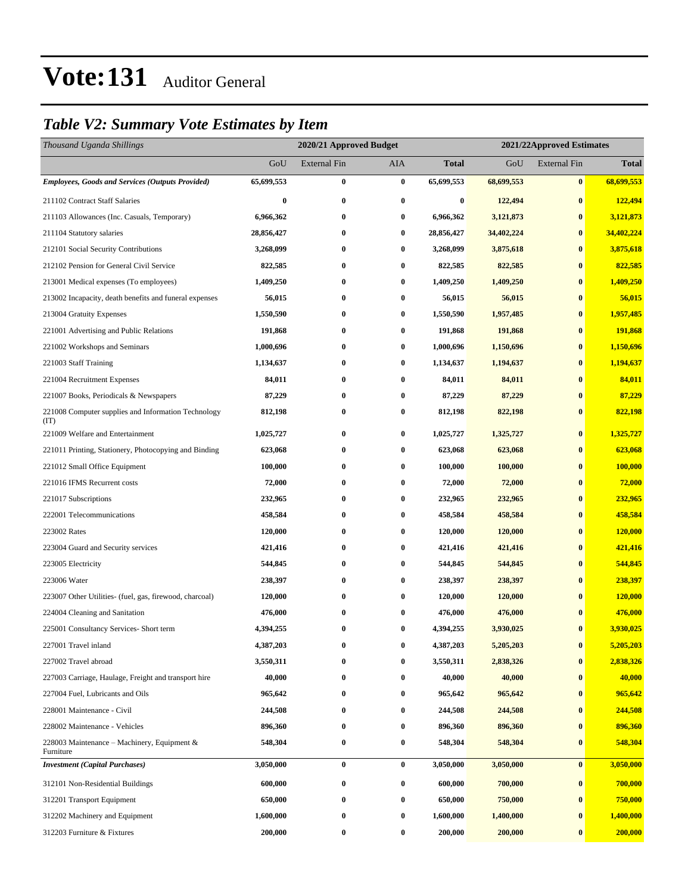# Vote:131 Auditor General

## *Table V2: Summary Vote Estimates by Item*

| *Thousand Uganda Shillings* | 2020/21 Approved Budget | | | | 2021/22Approved Estimates | | |
|---|---|---|---|---|---|---|---|
| | GoU | External Fin | AIA | **Total** | GoU | External Fin | **Total** |
| ***Employees, Goods and Services (Outputs Provided)*** | **65,699,553** | **0** | **0** | **65,699,553** | **68,699,553** | **0** | **68,699,553** |
| 211102 Contract Staff Salaries | **0** | **0** | **0** | **0** | **122,494** | **0** | **122,494** |
| 211103 Allowances (Inc. Casuals, Temporary) | **6,966,362** | **0** | **0** | **6,966,362** | **3,121,873** | **0** | **3,121,873** |
| 211104 Statutory salaries | **28,856,427** | **0** | **0** | **28,856,427** | **34,402,224** | **0** | **34,402,224** |
| 212101 Social Security Contributions | **3,268,099** | **0** | **0** | **3,268,099** | **3,875,618** | **0** | **3,875,618** |
| 212102 Pension for General Civil Service | **822,585** | **0** | **0** | **822,585** | **822,585** | **0** | **822,585** |
| 213001 Medical expenses (To employees) | **1,409,250** | **0** | **0** | **1,409,250** | **1,409,250** | **0** | **1,409,250** |
| 213002 Incapacity, death benefits and funeral expenses | **56,015** | **0** | **0** | **56,015** | **56,015** | **0** | **56,015** |
| 213004 Gratuity Expenses | **1,550,590** | **0** | **0** | **1,550,590** | **1,957,485** | **0** | **1,957,485** |
| 221001 Advertising and Public Relations | **191,868** | **0** | **0** | **191,868** | **191,868** | **0** | **191,868** |
| 221002 Workshops and Seminars | **1,000,696** | **0** | **0** | **1,000,696** | **1,150,696** | **0** | **1,150,696** |
| 221003 Staff Training | **1,134,637** | **0** | **0** | **1,134,637** | **1,194,637** | **0** | **1,194,637** |
| 221004 Recruitment Expenses | **84,011** | **0** | **0** | **84,011** | **84,011** | **0** | **84,011** |
| 221007 Books, Periodicals & Newspapers | **87,229** | **0** | **0** | **87,229** | **87,229** | **0** | **87,229** |
| 221008 Computer supplies and Information Technology (IT) | **812,198** | **0** | **0** | **812,198** | **822,198** | **0** | **822,198** |
| 221009 Welfare and Entertainment | **1,025,727** | **0** | **0** | **1,025,727** | **1,325,727** | **0** | **1,325,727** |
| 221011 Printing, Stationery, Photocopying and Binding | **623,068** | **0** | **0** | **623,068** | **623,068** | **0** | **623,068** |
| 221012 Small Office Equipment | **100,000** | **0** | **0** | **100,000** | **100,000** | **0** | **100,000** |
| 221016 IFMS Recurrent costs | **72,000** | **0** | **0** | **72,000** | **72,000** | **0** | **72,000** |
| 221017 Subscriptions | **232,965** | **0** | **0** | **232,965** | **232,965** | **0** | **232,965** |
| 222001 Telecommunications | **458,584** | **0** | **0** | **458,584** | **458,584** | **0** | **458,584** |
| 223002 Rates | **120,000** | **0** | **0** | **120,000** | **120,000** | **0** | **120,000** |
| 223004 Guard and Security services | **421,416** | **0** | **0** | **421,416** | **421,416** | **0** | **421,416** |
| 223005 Electricity | **544,845** | **0** | **0** | **544,845** | **544,845** | **0** | **544,845** |
| 223006 Water | **238,397** | **0** | **0** | **238,397** | **238,397** | **0** | **238,397** |
| 223007 Other Utilities- (fuel, gas, firewood, charcoal) | **120,000** | **0** | **0** | **120,000** | **120,000** | **0** | **120,000** |
| 224004 Cleaning and Sanitation | **476,000** | **0** | **0** | **476,000** | **476,000** | **0** | **476,000** |
| 225001 Consultancy Services- Short term | **4,394,255** | **0** | **0** | **4,394,255** | **3,930,025** | **0** | **3,930,025** |
| 227001 Travel inland | **4,387,203** | **0** | **0** | **4,387,203** | **5,205,203** | **0** | **5,205,203** |
| 227002 Travel abroad | **3,550,311** | **0** | **0** | **3,550,311** | **2,838,326** | **0** | **2,838,326** |
| 227003 Carriage, Haulage, Freight and transport hire | **40,000** | **0** | **0** | **40,000** | **40,000** | **0** | **40,000** |
| 227004 Fuel, Lubricants and Oils | **965,642** | **0** | **0** | **965,642** | **965,642** | **0** | **965,642** |
| 228001 Maintenance - Civil | **244,508** | **0** | **0** | **244,508** | **244,508** | **0** | **244,508** |
| 228002 Maintenance - Vehicles | **896,360** | **0** | **0** | **896,360** | **896,360** | **0** | **896,360** |
| 228003 Maintenance – Machinery, Equipment & Furniture | **548,304** | **0** | **0** | **548,304** | **548,304** | **0** | **548,304** |
| ***Investment (Capital Purchases)*** | **3,050,000** | **0** | **0** | **3,050,000** | **3,050,000** | **0** | **3,050,000** |
| 312101 Non-Residential Buildings | **600,000** | **0** | **0** | **600,000** | **700,000** | **0** | **700,000** |
| 312201 Transport Equipment | **650,000** | **0** | **0** | **650,000** | **750,000** | **0** | **750,000** |
| 312202 Machinery and Equipment | **1,600,000** | **0** | **0** | **1,600,000** | **1,400,000** | **0** | **1,400,000** |
| 312203 Furniture & Fixtures | **200,000** | **0** | **0** | **200,000** | **200,000** | **0** | **200,000** |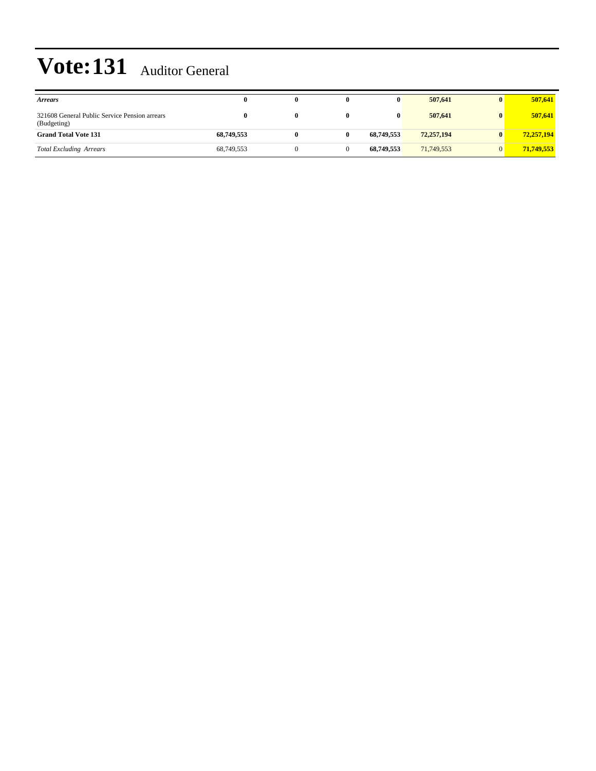# Vote:131 Auditor General

| | | | | | | | |
|---|---|---|---|---|---|---|---|
| ***Arrears*** | **0** | **0** | **0** | **0** | **507,641** | **0** | **507,641** |
| 321608 General Public Service Pension arrears (Budgeting) | **0** | **0** | **0** | **0** | **507,641** | **0** | **507,641** |
| **Grand Total Vote 131** | **68,749,553** | **0** | **0** | **68,749,553** | **72,257,194** | **0** | **72,257,194** |
| *Total Excluding Arrears* | 68,749,553 | 0 | 0 | **68,749,553** | 71,749,553 | 0 | **71,749,553** |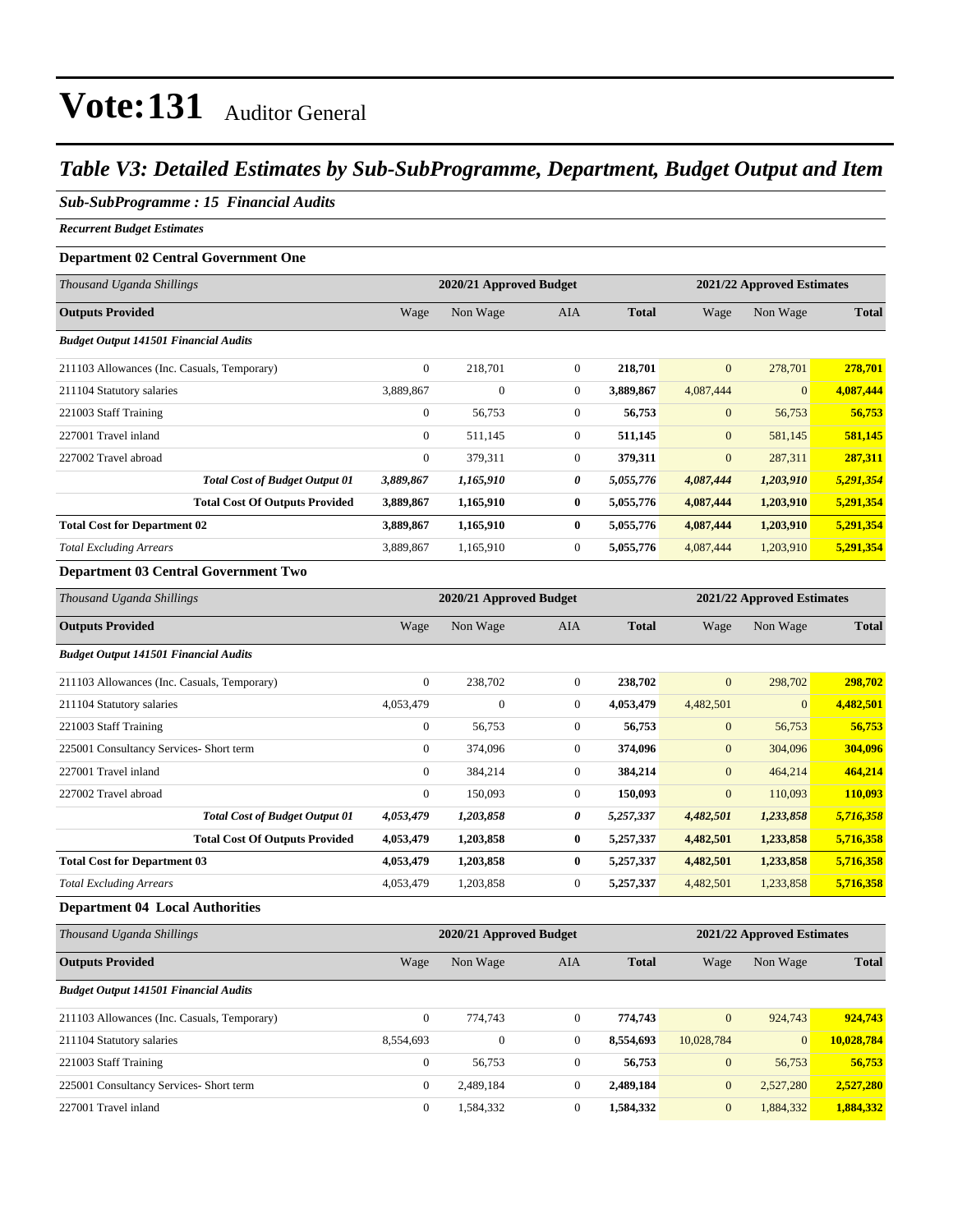# Vote:131 Auditor General

## *Table V3: Detailed Estimates by Sub-SubProgramme, Department, Budget Output and Item*

### *Sub-SubProgramme : 15 Financial Audits*

***Recurrent Budget Estimates***

**Department 02 Central Government One**

| *Thousand Uganda Shillings* | 2020/21 Approved Budget | | | | 2021/22 Approved Estimates | | |
|---|---|---|---|---|---|---|---|
| **Outputs Provided** | Wage | Non Wage | AIA | **Total** | Wage | Non Wage | **Total** |
| ***Budget Output 141501 Financial Audits*** | | | | | | | |
| 211103 Allowances (Inc. Casuals, Temporary) | 0 | 218,701 | 0 | **218,701** | 0 | 278,701 | **278,701** |
| 211104 Statutory salaries | 3,889,867 | 0 | 0 | **3,889,867** | 4,087,444 | 0 | **4,087,444** |
| 221003 Staff Training | 0 | 56,753 | 0 | **56,753** | 0 | 56,753 | **56,753** |
| 227001 Travel inland | 0 | 511,145 | 0 | **511,145** | 0 | 581,145 | **581,145** |
| 227002 Travel abroad | 0 | 379,311 | 0 | **379,311** | 0 | 287,311 | **287,311** |
| ***Total Cost of Budget Output 01*** | ***3,889,867*** | ***1,165,910*** | ***0*** | ***5,055,776*** | ***4,087,444*** | ***1,203,910*** | ***5,291,354*** |
| **Total Cost Of Outputs Provided** | **3,889,867** | **1,165,910** | **0** | **5,055,776** | **4,087,444** | **1,203,910** | **5,291,354** |
| **Total Cost for Department 02** | **3,889,867** | **1,165,910** | **0** | **5,055,776** | **4,087,444** | **1,203,910** | **5,291,354** |
| *Total Excluding Arrears* | 3,889,867 | 1,165,910 | 0 | **5,055,776** | 4,087,444 | 1,203,910 | **5,291,354** |

**Department 03 Central Government Two**

| *Thousand Uganda Shillings* | 2020/21 Approved Budget | | | | 2021/22 Approved Estimates | | |
|---|---|---|---|---|---|---|---|
| **Outputs Provided** | Wage | Non Wage | AIA | **Total** | Wage | Non Wage | **Total** |
| ***Budget Output 141501 Financial Audits*** | | | | | | | |
| 211103 Allowances (Inc. Casuals, Temporary) | 0 | 238,702 | 0 | **238,702** | 0 | 298,702 | **298,702** |
| 211104 Statutory salaries | 4,053,479 | 0 | 0 | **4,053,479** | 4,482,501 | 0 | **4,482,501** |
| 221003 Staff Training | 0 | 56,753 | 0 | **56,753** | 0 | 56,753 | **56,753** |
| 225001 Consultancy Services- Short term | 0 | 374,096 | 0 | **374,096** | 0 | 304,096 | **304,096** |
| 227001 Travel inland | 0 | 384,214 | 0 | **384,214** | 0 | 464,214 | **464,214** |
| 227002 Travel abroad | 0 | 150,093 | 0 | **150,093** | 0 | 110,093 | **110,093** |
| ***Total Cost of Budget Output 01*** | ***4,053,479*** | ***1,203,858*** | ***0*** | ***5,257,337*** | ***4,482,501*** | ***1,233,858*** | ***5,716,358*** |
| **Total Cost Of Outputs Provided** | **4,053,479** | **1,203,858** | **0** | **5,257,337** | **4,482,501** | **1,233,858** | **5,716,358** |
| **Total Cost for Department 03** | **4,053,479** | **1,203,858** | **0** | **5,257,337** | **4,482,501** | **1,233,858** | **5,716,358** |
| *Total Excluding Arrears* | 4,053,479 | 1,203,858 | 0 | **5,257,337** | 4,482,501 | 1,233,858 | **5,716,358** |

**Department 04 Local Authorities**

| *Thousand Uganda Shillings* | 2020/21 Approved Budget | | | | 2021/22 Approved Estimates | | |
|---|---|---|---|---|---|---|---|
| **Outputs Provided** | Wage | Non Wage | AIA | **Total** | Wage | Non Wage | **Total** |
| ***Budget Output 141501 Financial Audits*** | | | | | | | |
| 211103 Allowances (Inc. Casuals, Temporary) | 0 | 774,743 | 0 | **774,743** | 0 | 924,743 | **924,743** |
| 211104 Statutory salaries | 8,554,693 | 0 | 0 | **8,554,693** | 10,028,784 | 0 | **10,028,784** |
| 221003 Staff Training | 0 | 56,753 | 0 | **56,753** | 0 | 56,753 | **56,753** |
| 225001 Consultancy Services- Short term | 0 | 2,489,184 | 0 | **2,489,184** | 0 | 2,527,280 | **2,527,280** |
| 227001 Travel inland | 0 | 1,584,332 | 0 | **1,584,332** | 0 | 1,884,332 | **1,884,332** |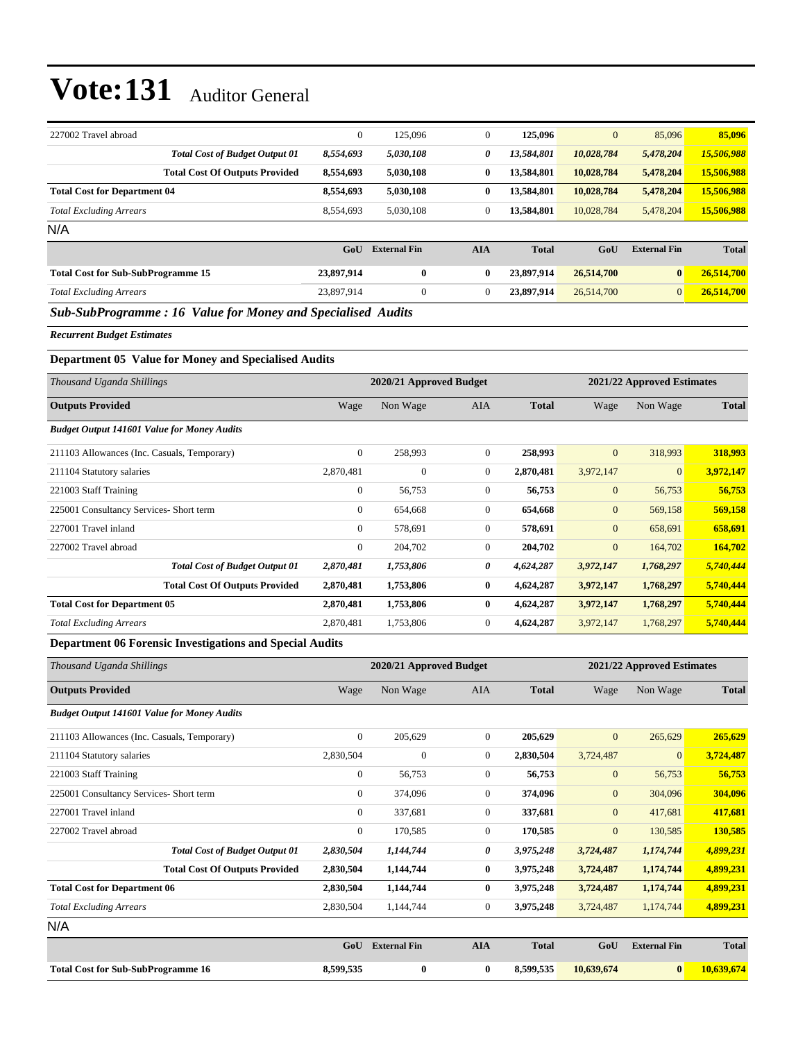# Vote:131 Auditor General

| | | | | | | | |
|---|---|---|---|---|---|---|---|
| 227002 Travel abroad | 0 | 125,096 | 0 | **125,096** | 0 | 85,096 | **85,096** |
| ***Total Cost of Budget Output 01*** | ***8,554,693*** | ***5,030,108*** | ***0*** | ***13,584,801*** | ***10,028,784*** | ***5,478,204*** | ***15,506,988*** |
| **Total Cost Of Outputs Provided** | **8,554,693** | **5,030,108** | **0** | **13,584,801** | **10,028,784** | **5,478,204** | **15,506,988** |
| **Total Cost for Department 04** | **8,554,693** | **5,030,108** | **0** | **13,584,801** | **10,028,784** | **5,478,204** | **15,506,988** |
| *Total Excluding Arrears* | 8,554,693 | 5,030,108 | 0 | **13,584,801** | 10,028,784 | 5,478,204 | **15,506,988** |

N/A

| | GoU | External Fin | AIA | Total | GoU | External Fin | Total |
|---|---|---|---|---|---|---|---|
| **Total Cost for Sub-SubProgramme 15** | **23,897,914** | **0** | **0** | **23,897,914** | **26,514,700** | **0** | **26,514,700** |
| *Total Excluding Arrears* | 23,897,914 | 0 | 0 | **23,897,914** | 26,514,700 | 0 | **26,514,700** |

## *Sub-SubProgramme : 16 Value for Money and Specialised Audits*

***Recurrent Budget Estimates***

### Department 05 Value for Money and Specialised Audits

| *Thousand Uganda Shillings* | 2020/21 Approved Budget | | | | 2021/22 Approved Estimates | | |
|---|---|---|---|---|---|---|---|
| **Outputs Provided** | Wage | Non Wage | AIA | **Total** | Wage | Non Wage | **Total** |
| ***Budget Output 141601 Value for Money Audits*** | | | | | | | |
| 211103 Allowances (Inc. Casuals, Temporary) | 0 | 258,993 | 0 | **258,993** | 0 | 318,993 | **318,993** |
| 211104 Statutory salaries | 2,870,481 | 0 | 0 | **2,870,481** | 3,972,147 | 0 | **3,972,147** |
| 221003 Staff Training | 0 | 56,753 | 0 | **56,753** | 0 | 56,753 | **56,753** |
| 225001 Consultancy Services- Short term | 0 | 654,668 | 0 | **654,668** | 0 | 569,158 | **569,158** |
| 227001 Travel inland | 0 | 578,691 | 0 | **578,691** | 0 | 658,691 | **658,691** |
| 227002 Travel abroad | 0 | 204,702 | 0 | **204,702** | 0 | 164,702 | **164,702** |
| ***Total Cost of Budget Output 01*** | ***2,870,481*** | ***1,753,806*** | ***0*** | ***4,624,287*** | ***3,972,147*** | ***1,768,297*** | ***5,740,444*** |
| **Total Cost Of Outputs Provided** | **2,870,481** | **1,753,806** | **0** | **4,624,287** | **3,972,147** | **1,768,297** | **5,740,444** |
| **Total Cost for Department 05** | **2,870,481** | **1,753,806** | **0** | **4,624,287** | **3,972,147** | **1,768,297** | **5,740,444** |
| *Total Excluding Arrears* | 2,870,481 | 1,753,806 | 0 | **4,624,287** | 3,972,147 | 1,768,297 | **5,740,444** |

### Department 06 Forensic Investigations and Special Audits

| *Thousand Uganda Shillings* | 2020/21 Approved Budget | | | | 2021/22 Approved Estimates | | |
|---|---|---|---|---|---|---|---|
| **Outputs Provided** | Wage | Non Wage | AIA | **Total** | Wage | Non Wage | **Total** |
| ***Budget Output 141601 Value for Money Audits*** | | | | | | | |
| 211103 Allowances (Inc. Casuals, Temporary) | 0 | 205,629 | 0 | **205,629** | 0 | 265,629 | **265,629** |
| 211104 Statutory salaries | 2,830,504 | 0 | 0 | **2,830,504** | 3,724,487 | 0 | **3,724,487** |
| 221003 Staff Training | 0 | 56,753 | 0 | **56,753** | 0 | 56,753 | **56,753** |
| 225001 Consultancy Services- Short term | 0 | 374,096 | 0 | **374,096** | 0 | 304,096 | **304,096** |
| 227001 Travel inland | 0 | 337,681 | 0 | **337,681** | 0 | 417,681 | **417,681** |
| 227002 Travel abroad | 0 | 170,585 | 0 | **170,585** | 0 | 130,585 | **130,585** |
| ***Total Cost of Budget Output 01*** | ***2,830,504*** | ***1,144,744*** | ***0*** | ***3,975,248*** | ***3,724,487*** | ***1,174,744*** | ***4,899,231*** |
| **Total Cost Of Outputs Provided** | **2,830,504** | **1,144,744** | **0** | **3,975,248** | **3,724,487** | **1,174,744** | **4,899,231** |
| **Total Cost for Department 06** | **2,830,504** | **1,144,744** | **0** | **3,975,248** | **3,724,487** | **1,174,744** | **4,899,231** |
| *Total Excluding Arrears* | 2,830,504 | 1,144,744 | 0 | **3,975,248** | 3,724,487 | 1,174,744 | **4,899,231** |

N/A

| | GoU | External Fin | AIA | Total | GoU | External Fin | Total |
|---|---|---|---|---|---|---|---|
| **Total Cost for Sub-SubProgramme 16** | **8,599,535** | **0** | **0** | **8,599,535** | **10,639,674** | **0** | **10,639,674** |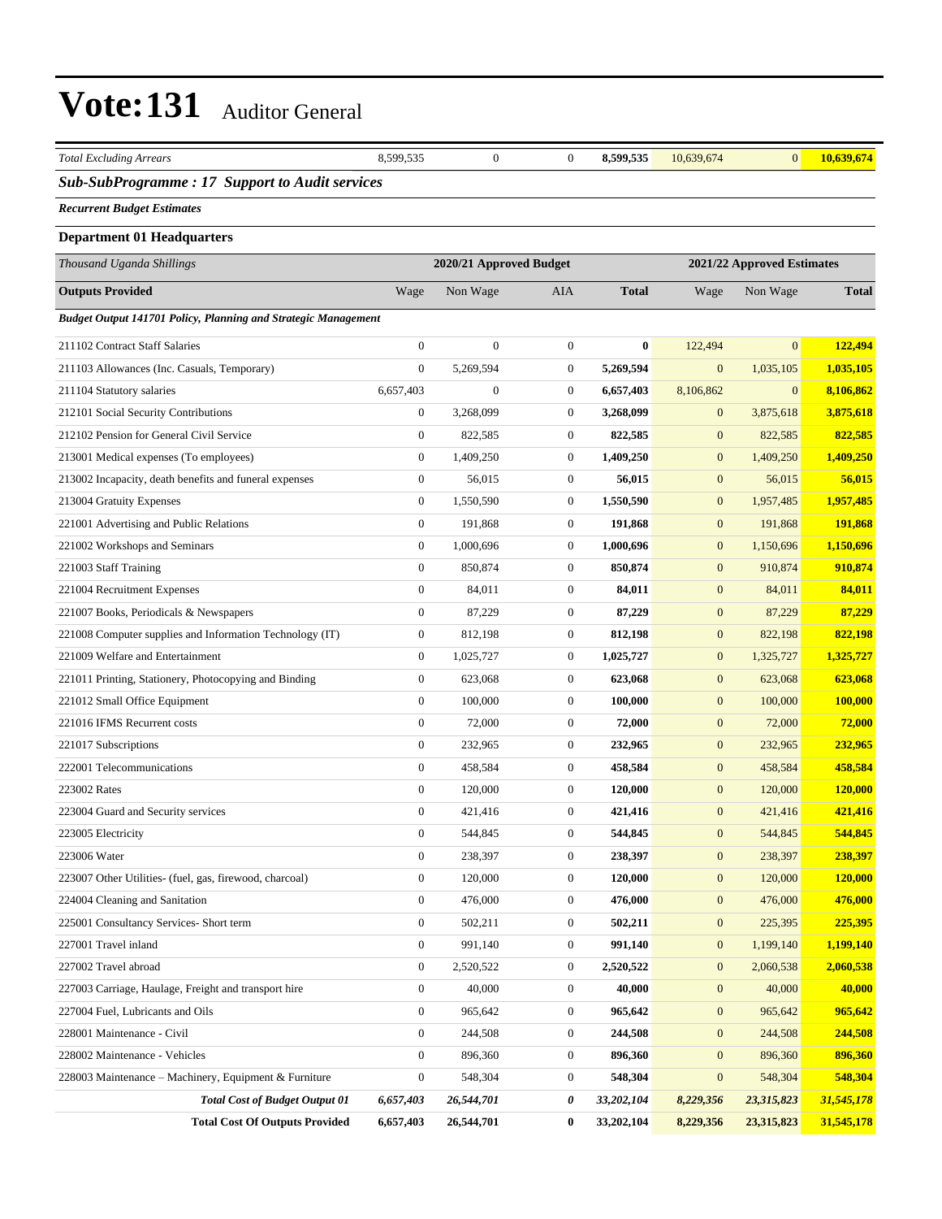# Vote:131 Auditor General

| *Total Excluding Arrears* | 8,599,535 | 0 | 0 | **8,599,535** | 10,639,674 | 0 | **10,639,674** |
|---|---|---|---|---|---|---|---|

## *Sub-SubProgramme : 17 Support to Audit services*

***Recurrent Budget Estimates***

### Department 01 Headquarters

| *Thousand Uganda Shillings* | 2020/21 Approved Budget | | | | 2021/22 Approved Estimates | | |
|---|---|---|---|---|---|---|---|
| **Outputs Provided** | Wage | Non Wage | AIA | **Total** | Wage | Non Wage | **Total** |
| ***Budget Output 141701 Policy, Planning and Strategic Management*** | | | | | | | |
| 211102 Contract Staff Salaries | 0 | 0 | 0 | **0** | 122,494 | 0 | **122,494** |
| 211103 Allowances (Inc. Casuals, Temporary) | 0 | 5,269,594 | 0 | **5,269,594** | 0 | 1,035,105 | **1,035,105** |
| 211104 Statutory salaries | 6,657,403 | 0 | 0 | **6,657,403** | 8,106,862 | 0 | **8,106,862** |
| 212101 Social Security Contributions | 0 | 3,268,099 | 0 | **3,268,099** | 0 | 3,875,618 | **3,875,618** |
| 212102 Pension for General Civil Service | 0 | 822,585 | 0 | **822,585** | 0 | 822,585 | **822,585** |
| 213001 Medical expenses (To employees) | 0 | 1,409,250 | 0 | **1,409,250** | 0 | 1,409,250 | **1,409,250** |
| 213002 Incapacity, death benefits and funeral expenses | 0 | 56,015 | 0 | **56,015** | 0 | 56,015 | **56,015** |
| 213004 Gratuity Expenses | 0 | 1,550,590 | 0 | **1,550,590** | 0 | 1,957,485 | **1,957,485** |
| 221001 Advertising and Public Relations | 0 | 191,868 | 0 | **191,868** | 0 | 191,868 | **191,868** |
| 221002 Workshops and Seminars | 0 | 1,000,696 | 0 | **1,000,696** | 0 | 1,150,696 | **1,150,696** |
| 221003 Staff Training | 0 | 850,874 | 0 | **850,874** | 0 | 910,874 | **910,874** |
| 221004 Recruitment Expenses | 0 | 84,011 | 0 | **84,011** | 0 | 84,011 | **84,011** |
| 221007 Books, Periodicals & Newspapers | 0 | 87,229 | 0 | **87,229** | 0 | 87,229 | **87,229** |
| 221008 Computer supplies and Information Technology (IT) | 0 | 812,198 | 0 | **812,198** | 0 | 822,198 | **822,198** |
| 221009 Welfare and Entertainment | 0 | 1,025,727 | 0 | **1,025,727** | 0 | 1,325,727 | **1,325,727** |
| 221011 Printing, Stationery, Photocopying and Binding | 0 | 623,068 | 0 | **623,068** | 0 | 623,068 | **623,068** |
| 221012 Small Office Equipment | 0 | 100,000 | 0 | **100,000** | 0 | 100,000 | **100,000** |
| 221016 IFMS Recurrent costs | 0 | 72,000 | 0 | **72,000** | 0 | 72,000 | **72,000** |
| 221017 Subscriptions | 0 | 232,965 | 0 | **232,965** | 0 | 232,965 | **232,965** |
| 222001 Telecommunications | 0 | 458,584 | 0 | **458,584** | 0 | 458,584 | **458,584** |
| 223002 Rates | 0 | 120,000 | 0 | **120,000** | 0 | 120,000 | **120,000** |
| 223004 Guard and Security services | 0 | 421,416 | 0 | **421,416** | 0 | 421,416 | **421,416** |
| 223005 Electricity | 0 | 544,845 | 0 | **544,845** | 0 | 544,845 | **544,845** |
| 223006 Water | 0 | 238,397 | 0 | **238,397** | 0 | 238,397 | **238,397** |
| 223007 Other Utilities- (fuel, gas, firewood, charcoal) | 0 | 120,000 | 0 | **120,000** | 0 | 120,000 | **120,000** |
| 224004 Cleaning and Sanitation | 0 | 476,000 | 0 | **476,000** | 0 | 476,000 | **476,000** |
| 225001 Consultancy Services- Short term | 0 | 502,211 | 0 | **502,211** | 0 | 225,395 | **225,395** |
| 227001 Travel inland | 0 | 991,140 | 0 | **991,140** | 0 | 1,199,140 | **1,199,140** |
| 227002 Travel abroad | 0 | 2,520,522 | 0 | **2,520,522** | 0 | 2,060,538 | **2,060,538** |
| 227003 Carriage, Haulage, Freight and transport hire | 0 | 40,000 | 0 | **40,000** | 0 | 40,000 | **40,000** |
| 227004 Fuel, Lubricants and Oils | 0 | 965,642 | 0 | **965,642** | 0 | 965,642 | **965,642** |
| 228001 Maintenance - Civil | 0 | 244,508 | 0 | **244,508** | 0 | 244,508 | **244,508** |
| 228002 Maintenance - Vehicles | 0 | 896,360 | 0 | **896,360** | 0 | 896,360 | **896,360** |
| 228003 Maintenance – Machinery, Equipment & Furniture | 0 | 548,304 | 0 | **548,304** | 0 | 548,304 | **548,304** |
| ***Total Cost of Budget Output 01*** | ***6,657,403*** | ***26,544,701*** | ***0*** | ***33,202,104*** | ***8,229,356*** | ***23,315,823*** | ***31,545,178*** |
| **Total Cost Of Outputs Provided** | **6,657,403** | **26,544,701** | **0** | **33,202,104** | **8,229,356** | **23,315,823** | **31,545,178** |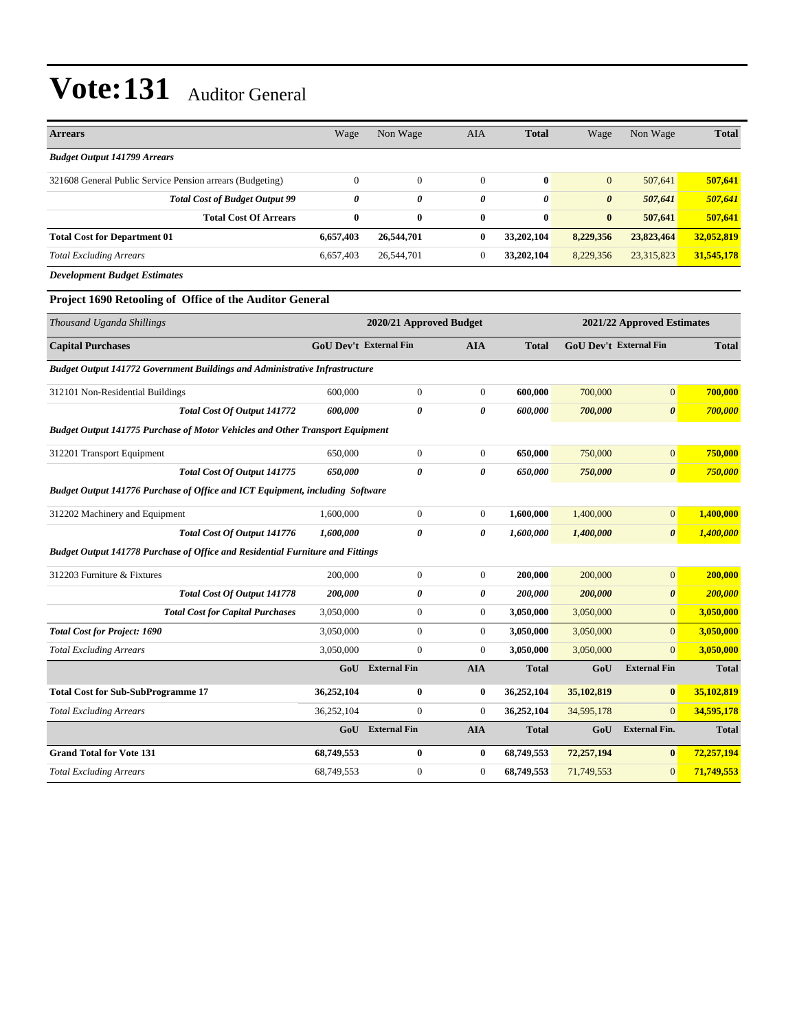# Vote:131 Auditor General

| Arrears | Wage | Non Wage | AIA | Total | Wage | Non Wage | Total |
|---|---|---|---|---|---|---|---|
| ***Budget Output 141799 Arrears*** | | | | | | | |
| 321608 General Public Service Pension arrears (Budgeting) | 0 | 0 | 0 | **0** | 0 | 507,641 | **507,641** |
| ***Total Cost of Budget Output 99*** | ***0*** | ***0*** | ***0*** | ***0*** | ***0*** | ***507,641*** | ***507,641*** |
| **Total Cost Of Arrears** | **0** | **0** | **0** | **0** | **0** | **507,641** | **507,641** |
| **Total Cost for Department 01** | **6,657,403** | **26,544,701** | **0** | **33,202,104** | **8,229,356** | **23,823,464** | **32,052,819** |
| *Total Excluding Arrears* | 6,657,403 | 26,544,701 | 0 | **33,202,104** | 8,229,356 | 23,315,823 | **31,545,178** |

***Development Budget Estimates***

### Project 1690 Retooling of Office of the Auditor General

| *Thousand Uganda Shillings* | 2020/21 Approved Budget | | | | 2021/22 Approved Estimates | | |
|---|---|---|---|---|---|---|---|
| **Capital Purchases** | **GoU Dev't** | **External Fin** | **AIA** | **Total** | **GoU Dev't** | **External Fin** | **Total** |
| ***Budget Output 141772 Government Buildings and Administrative Infrastructure*** | | | | | | | |
| 312101 Non-Residential Buildings | 600,000 | 0 | 0 | **600,000** | 700,000 | 0 | **700,000** |
| ***Total Cost Of Output 141772*** | ***600,000*** | ***0*** | ***0*** | ***600,000*** | ***700,000*** | ***0*** | ***700,000*** |
| ***Budget Output 141775 Purchase of Motor Vehicles and Other Transport Equipment*** | | | | | | | |
| 312201 Transport Equipment | 650,000 | 0 | 0 | **650,000** | 750,000 | 0 | **750,000** |
| ***Total Cost Of Output 141775*** | ***650,000*** | ***0*** | ***0*** | ***650,000*** | ***750,000*** | ***0*** | ***750,000*** |
| ***Budget Output 141776 Purchase of Office and ICT Equipment, including Software*** | | | | | | | |
| 312202 Machinery and Equipment | 1,600,000 | 0 | 0 | **1,600,000** | 1,400,000 | 0 | **1,400,000** |
| ***Total Cost Of Output 141776*** | ***1,600,000*** | ***0*** | ***0*** | ***1,600,000*** | ***1,400,000*** | ***0*** | ***1,400,000*** |
| ***Budget Output 141778 Purchase of Office and Residential Furniture and Fittings*** | | | | | | | |
| 312203 Furniture & Fixtures | 200,000 | 0 | 0 | **200,000** | 200,000 | 0 | **200,000** |
| ***Total Cost Of Output 141778*** | ***200,000*** | ***0*** | ***0*** | ***200,000*** | ***200,000*** | ***0*** | ***200,000*** |
| ***Total Cost for Capital Purchases*** | 3,050,000 | 0 | 0 | **3,050,000** | 3,050,000 | 0 | **3,050,000** |
| ***Total Cost for Project: 1690*** | 3,050,000 | 0 | 0 | **3,050,000** | 3,050,000 | 0 | **3,050,000** |
| *Total Excluding Arrears* | 3,050,000 | 0 | 0 | **3,050,000** | 3,050,000 | 0 | **3,050,000** |
| | **GoU** | **External Fin** | **AIA** | **Total** | **GoU** | **External Fin** | **Total** |
| **Total Cost for Sub-SubProgramme 17** | **36,252,104** | **0** | **0** | **36,252,104** | **35,102,819** | **0** | **35,102,819** |
| *Total Excluding Arrears* | 36,252,104 | 0 | 0 | **36,252,104** | 34,595,178 | 0 | **34,595,178** |
| | **GoU** | **External Fin** | **AIA** | **Total** | **GoU** | **External Fin.** | **Total** |
| **Grand Total for Vote 131** | **68,749,553** | **0** | **0** | **68,749,553** | **72,257,194** | **0** | **72,257,194** |
| *Total Excluding Arrears* | 68,749,553 | 0 | 0 | **68,749,553** | 71,749,553 | 0 | **71,749,553** |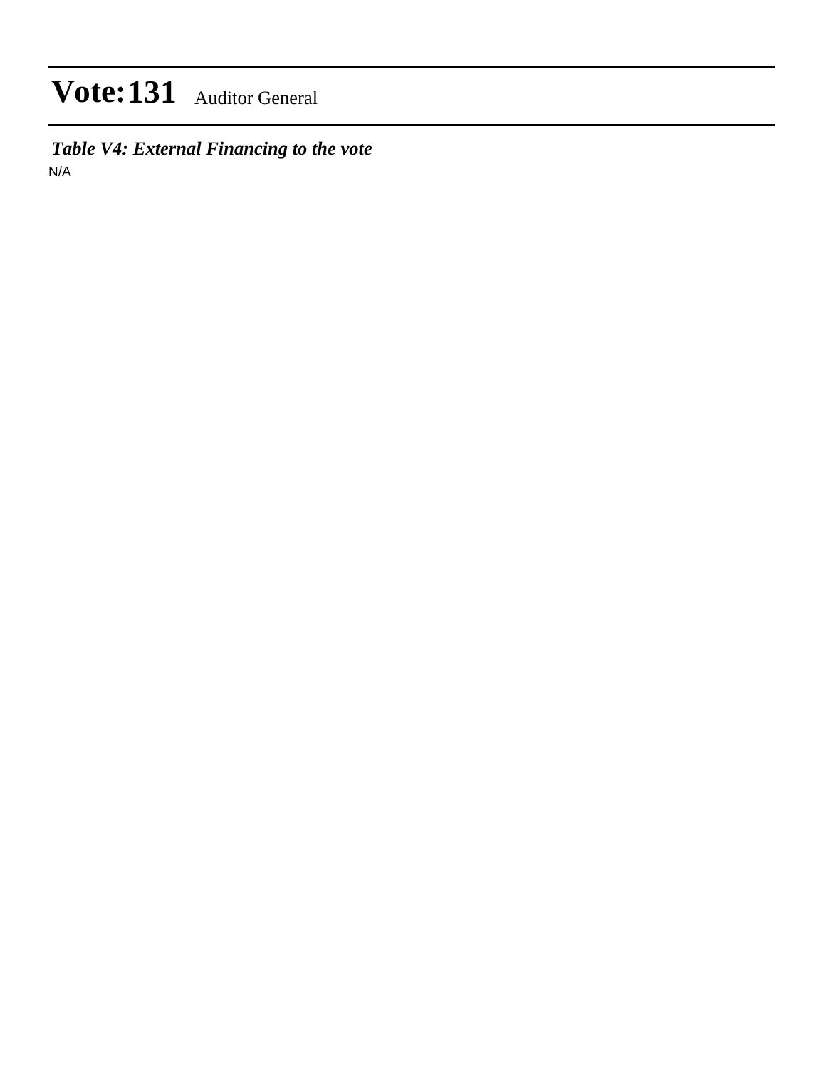# Vote:131 Auditor General

***Table V4: External Financing to the vote***

N/A